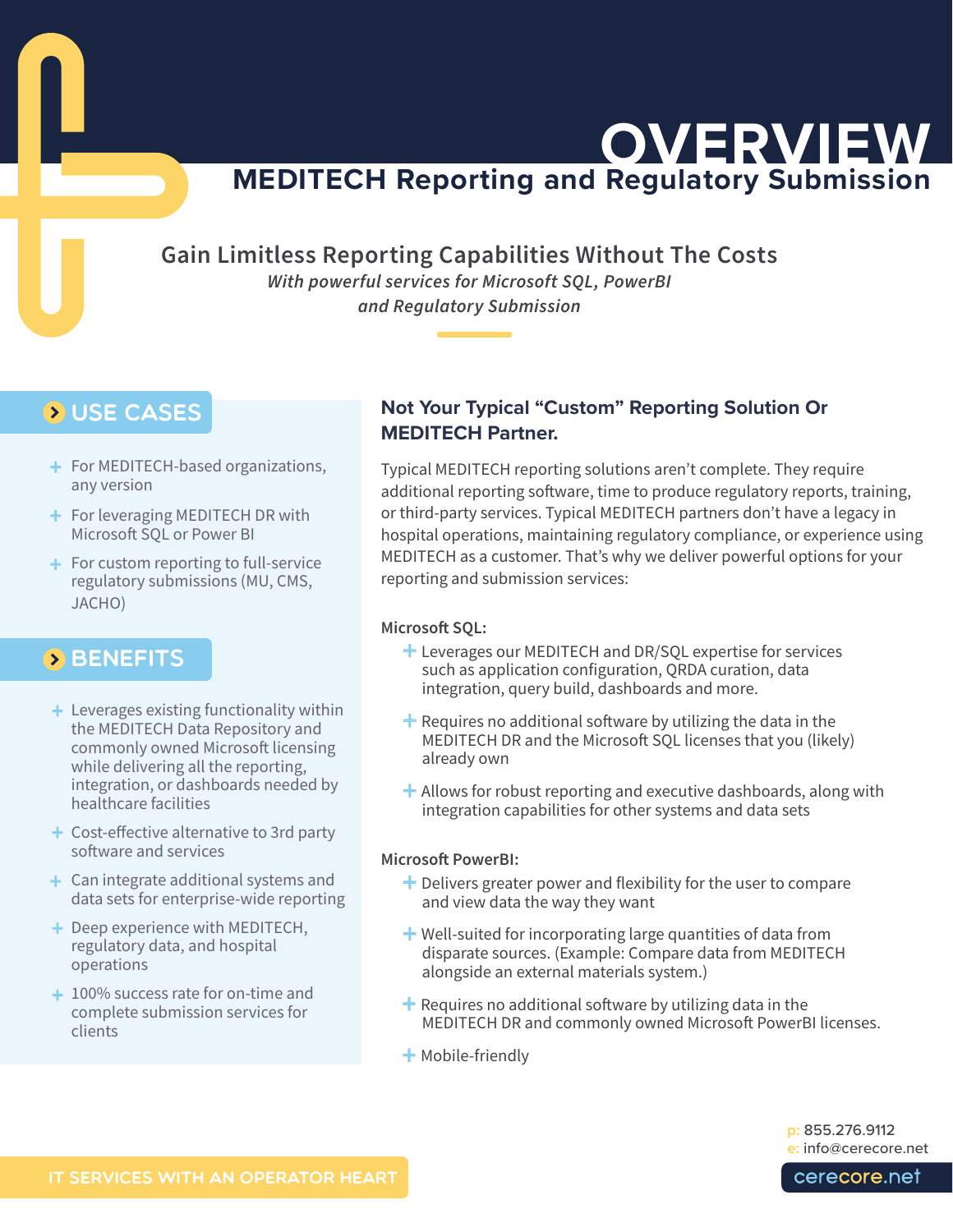# OVERVIEW

## MEDITECH Reporting and Regulatory Submission

### Gain Limitless Reporting Capabilities Without The Costs

*With powerful services for Microsoft SQL, PowerBI and Regulatory Submission*

## USE CASES

- For MEDITECH-based organizations, any version
- For leveraging MEDITECH DR with Microsoft SQL or Power BI
- For custom reporting to full-service regulatory submissions (MU, CMS, JACHO)

## BENEFITS

- Leverages existing functionality within the MEDITECH Data Repository and commonly owned Microsoft licensing while delivering all the reporting, integration, or dashboards needed by healthcare facilities
- Cost-effective alternative to 3rd party software and services
- Can integrate additional systems and data sets for enterprise-wide reporting
- Deep experience with MEDITECH, regulatory data, and hospital operations
- 100% success rate for on-time and complete submission services for clients

## Not Your Typical "Custom" Reporting Solution Or MEDITECH Partner.

Typical MEDITECH reporting solutions aren't complete. They require additional reporting software, time to produce regulatory reports, training, or third-party services. Typical MEDITECH partners don't have a legacy in hospital operations, maintaining regulatory compliance, or experience using MEDITECH as a customer. That's why we deliver powerful options for your reporting and submission services:

**Microsoft SQL:**

- Leverages our MEDITECH and DR/SQL expertise for services such as application configuration, QRDA curation, data integration, query build, dashboards and more.
- Requires no additional software by utilizing the data in the MEDITECH DR and the Microsoft SQL licenses that you (likely) already own
- Allows for robust reporting and executive dashboards, along with integration capabilities for other systems and data sets

**Microsoft PowerBI:**

- Delivers greater power and flexibility for the user to compare and view data the way they want
- Well-suited for incorporating large quantities of data from disparate sources. (Example: Compare data from MEDITECH alongside an external materials system.)
- Requires no additional software by utilizing data in the MEDITECH DR and commonly owned Microsoft PowerBI licenses.
- Mobile-friendly

IT SERVICES WITH AN OPERATOR HEART

p: 855.276.9112
e: info@cerecore.net

cerecore.net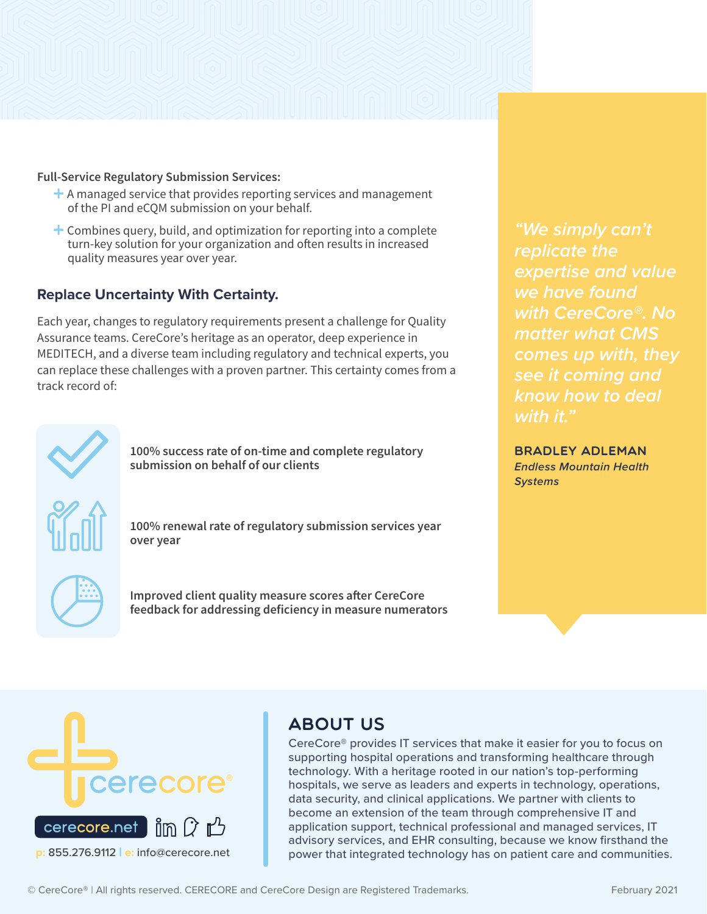**Full-Service Regulatory Submission Services:**

- A managed service that provides reporting services and management of the PI and eCQM submission on your behalf.
- Combines query, build, and optimization for reporting into a complete turn-key solution for your organization and often results in increased quality measures year over year.

## Replace Uncertainty With Certainty.

Each year, changes to regulatory requirements present a challenge for Quality Assurance teams. CereCore's heritage as an operator, deep experience in MEDITECH, and a diverse team including regulatory and technical experts, you can replace these challenges with a proven partner. This certainty comes from a track record of:

**100% success rate of on-time and complete regulatory submission on behalf of our clients**

**100% renewal rate of regulatory submission services year over year**

**Improved client quality measure scores after CereCore feedback for addressing deficiency in measure numerators**

*"We simply can't replicate the expertise and value we have found with CereCore®. No matter what CMS comes up with, they see it coming and know how to deal with it."*

**BRADLEY ADLEMAN**
*Endless Mountain Health Systems*

cerecore®

cerecore.net

p: 855.276.9112 | e: info@cerecore.net

## ABOUT US

CereCore® provides IT services that make it easier for you to focus on supporting hospital operations and transforming healthcare through technology. With a heritage rooted in our nation's top-performing hospitals, we serve as leaders and experts in technology, operations, data security, and clinical applications. We partner with clients to become an extension of the team through comprehensive IT and application support, technical professional and managed services, IT advisory services, and EHR consulting, because we know firsthand the power that integrated technology has on patient care and communities.

© CereCore® | All rights reserved. CERECORE and CereCore Design are Registered Trademarks.

February 2021